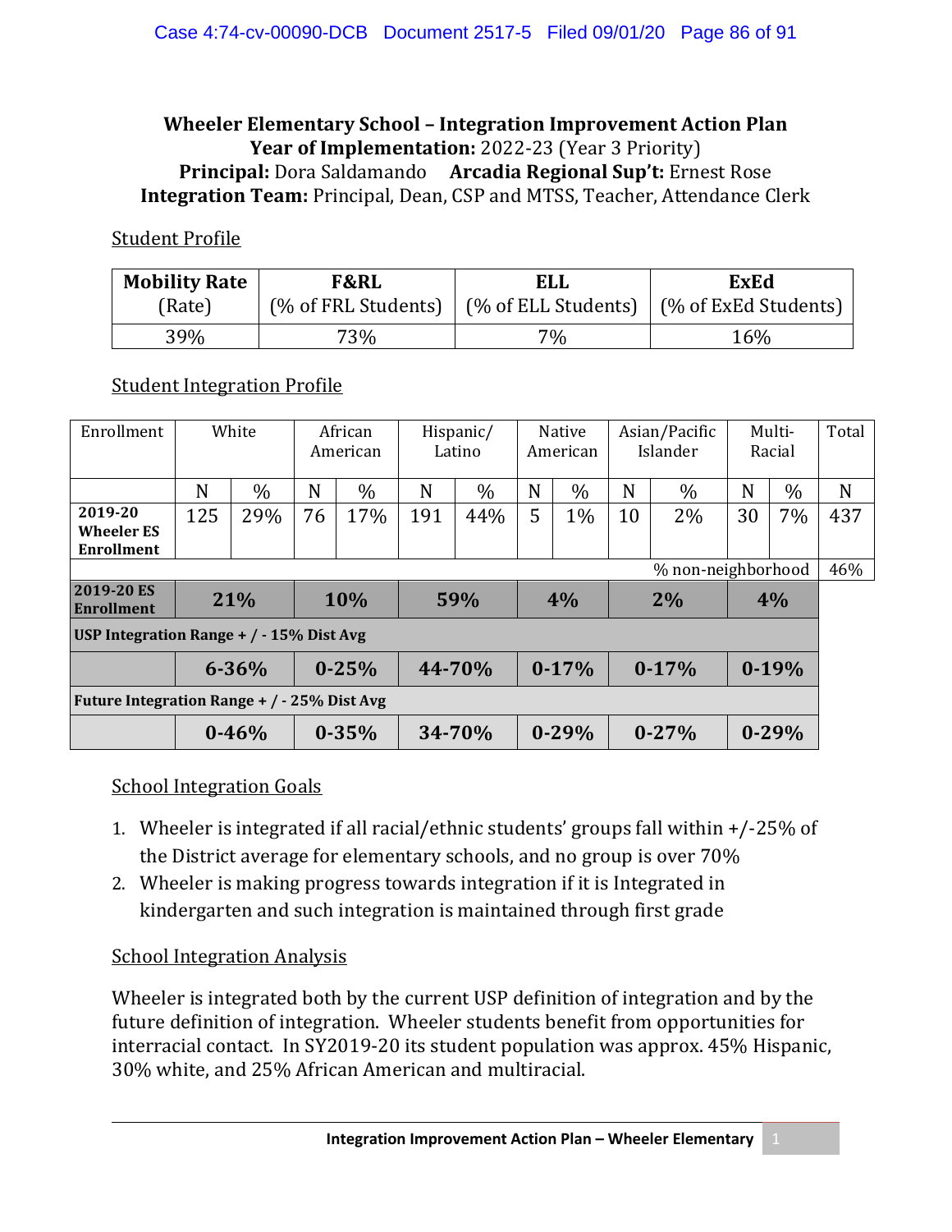# Wheeler Elementary School – Integration Improvement Action Plan

**Year of Implementation:** 2022-23 (Year 3 Priority)
**Principal:** Dora Saldamando **Arcadia Regional Sup't:** Ernest Rose
**Integration Team:** Principal, Dean, CSP and MTSS, Teacher, Attendance Clerk

## Student Profile

| Mobility Rate (Rate) | F&RL (% of FRL Students) | ELL (% of ELL Students) | ExEd (% of ExEd Students) |
|---|---|---|---|
| 39% | 73% | 7% | 16% |

## Student Integration Profile

| Enrollment | White | | African American | | Hispanic/ Latino | | Native American | | Asian/Pacific Islander | | Multi-Racial | | Total |
|---|---|---|---|---|---|---|---|---|---|---|---|---|---|
| | N | % | N | % | N | % | N | % | N | % | N | % | N |
| **2019-20 Wheeler ES Enrollment** | 125 | 29% | 76 | 17% | 191 | 44% | 5 | 1% | 10 | 2% | 30 | 7% | 437 |
| | | | | | | | | | | | % non-neighborhood | | 46% |
| **2019-20 ES Enrollment** | **21%** | | **10%** | | **59%** | | **4%** | | **2%** | | **4%** | | |
| **USP Integration Range + / - 15% Dist Avg** | | | | | | | | | | | | | |
| | **6-36%** | | **0-25%** | | **44-70%** | | **0-17%** | | **0-17%** | | **0-19%** | | |
| **Future Integration Range + / - 25% Dist Avg** | | | | | | | | | | | | | |
| | **0-46%** | | **0-35%** | | **34-70%** | | **0-29%** | | **0-27%** | | **0-29%** | | |

## School Integration Goals

1. Wheeler is integrated if all racial/ethnic students' groups fall within +/-25% of the District average for elementary schools, and no group is over 70%
2. Wheeler is making progress towards integration if it is Integrated in kindergarten and such integration is maintained through first grade

## School Integration Analysis

Wheeler is integrated both by the current USP definition of integration and by the future definition of integration. Wheeler students benefit from opportunities for interracial contact. In SY2019-20 its student population was approx. 45% Hispanic, 30% white, and 25% African American and multiracial.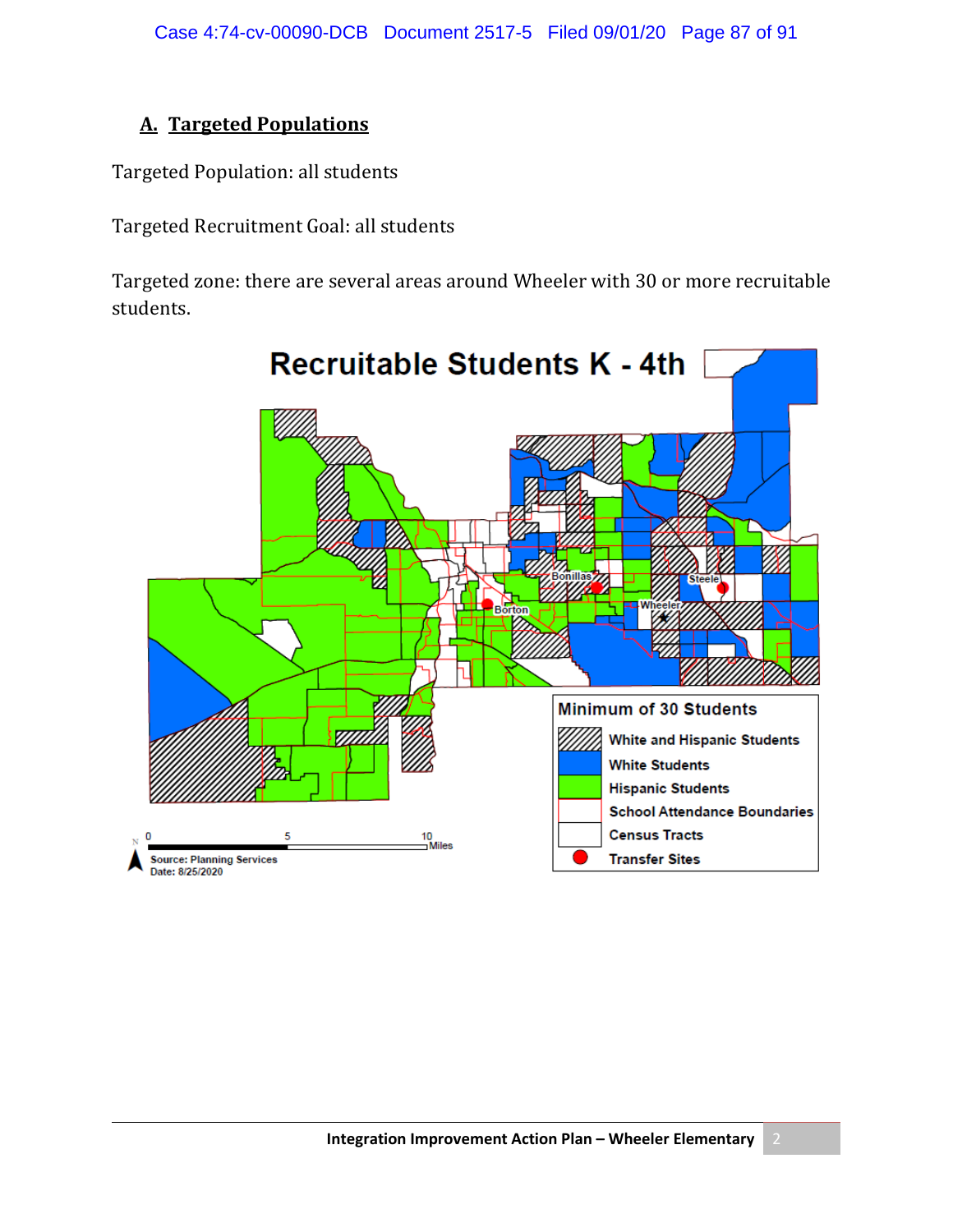## A. Targeted Populations

Targeted Population: all students

Targeted Recruitment Goal: all students

Targeted zone: there are several areas around Wheeler with 30 or more recruitable students.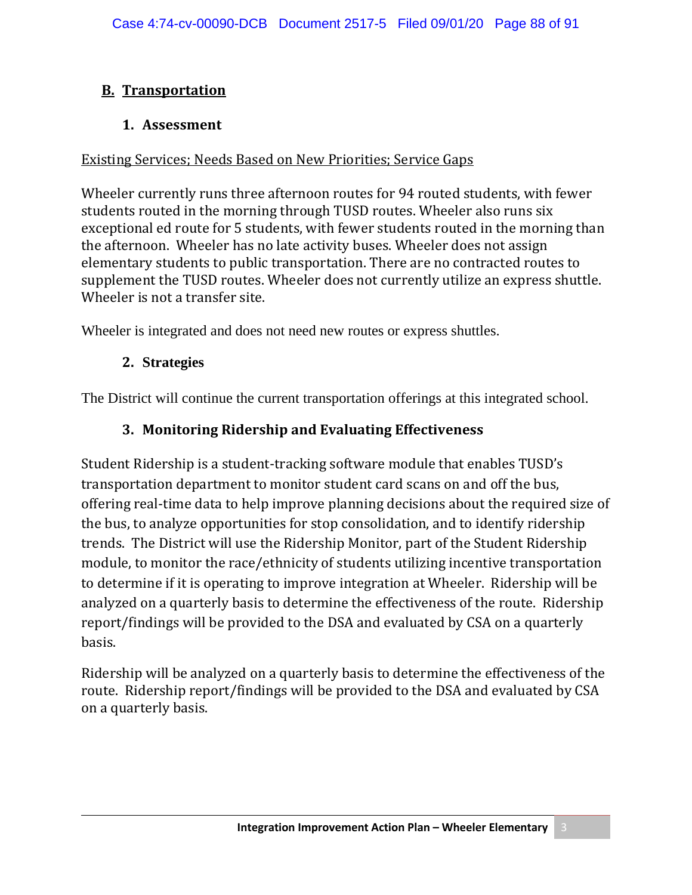## B. Transportation

### 1. Assessment

Existing Services; Needs Based on New Priorities; Service Gaps

Wheeler currently runs three afternoon routes for 94 routed students, with fewer students routed in the morning through TUSD routes. Wheeler also runs six exceptional ed route for 5 students, with fewer students routed in the morning than the afternoon. Wheeler has no late activity buses. Wheeler does not assign elementary students to public transportation. There are no contracted routes to supplement the TUSD routes. Wheeler does not currently utilize an express shuttle. Wheeler is not a transfer site.

Wheeler is integrated and does not need new routes or express shuttles.

### 2. Strategies

The District will continue the current transportation offerings at this integrated school.

### 3. Monitoring Ridership and Evaluating Effectiveness

Student Ridership is a student-tracking software module that enables TUSD's transportation department to monitor student card scans on and off the bus, offering real-time data to help improve planning decisions about the required size of the bus, to analyze opportunities for stop consolidation, and to identify ridership trends. The District will use the Ridership Monitor, part of the Student Ridership module, to monitor the race/ethnicity of students utilizing incentive transportation to determine if it is operating to improve integration at Wheeler. Ridership will be analyzed on a quarterly basis to determine the effectiveness of the route. Ridership report/findings will be provided to the DSA and evaluated by CSA on a quarterly basis.

Ridership will be analyzed on a quarterly basis to determine the effectiveness of the route. Ridership report/findings will be provided to the DSA and evaluated by CSA on a quarterly basis.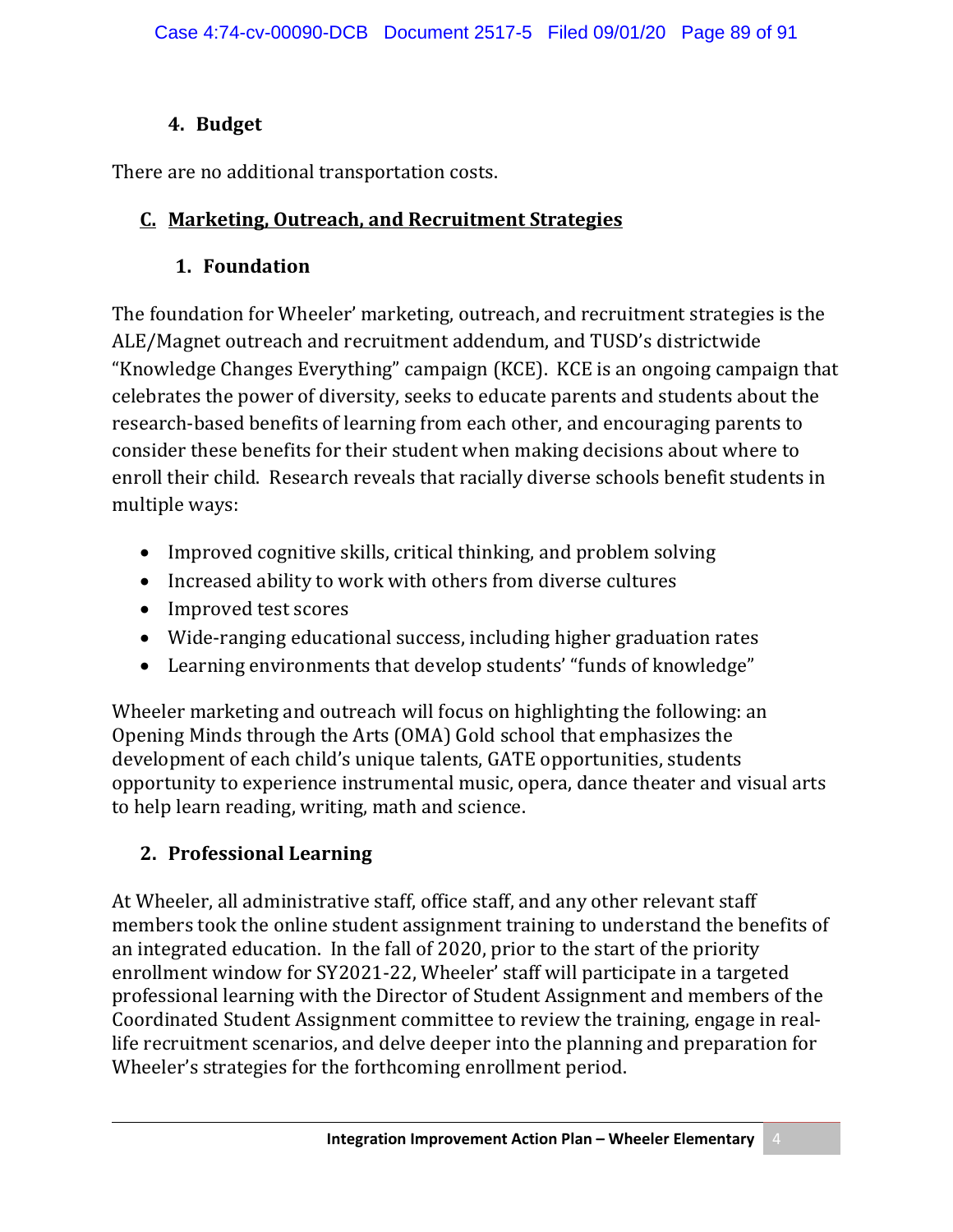### 4. Budget

There are no additional transportation costs.

## C. Marketing, Outreach, and Recruitment Strategies

### 1. Foundation

The foundation for Wheeler' marketing, outreach, and recruitment strategies is the ALE/Magnet outreach and recruitment addendum, and TUSD's districtwide "Knowledge Changes Everything" campaign (KCE). KCE is an ongoing campaign that celebrates the power of diversity, seeks to educate parents and students about the research-based benefits of learning from each other, and encouraging parents to consider these benefits for their student when making decisions about where to enroll their child. Research reveals that racially diverse schools benefit students in multiple ways:

- Improved cognitive skills, critical thinking, and problem solving
- Increased ability to work with others from diverse cultures
- Improved test scores
- Wide-ranging educational success, including higher graduation rates
- Learning environments that develop students' "funds of knowledge"

Wheeler marketing and outreach will focus on highlighting the following: an Opening Minds through the Arts (OMA) Gold school that emphasizes the development of each child's unique talents, GATE opportunities, students opportunity to experience instrumental music, opera, dance theater and visual arts to help learn reading, writing, math and science.

### 2. Professional Learning

At Wheeler, all administrative staff, office staff, and any other relevant staff members took the online student assignment training to understand the benefits of an integrated education. In the fall of 2020, prior to the start of the priority enrollment window for SY2021-22, Wheeler' staff will participate in a targeted professional learning with the Director of Student Assignment and members of the Coordinated Student Assignment committee to review the training, engage in real-life recruitment scenarios, and delve deeper into the planning and preparation for Wheeler's strategies for the forthcoming enrollment period.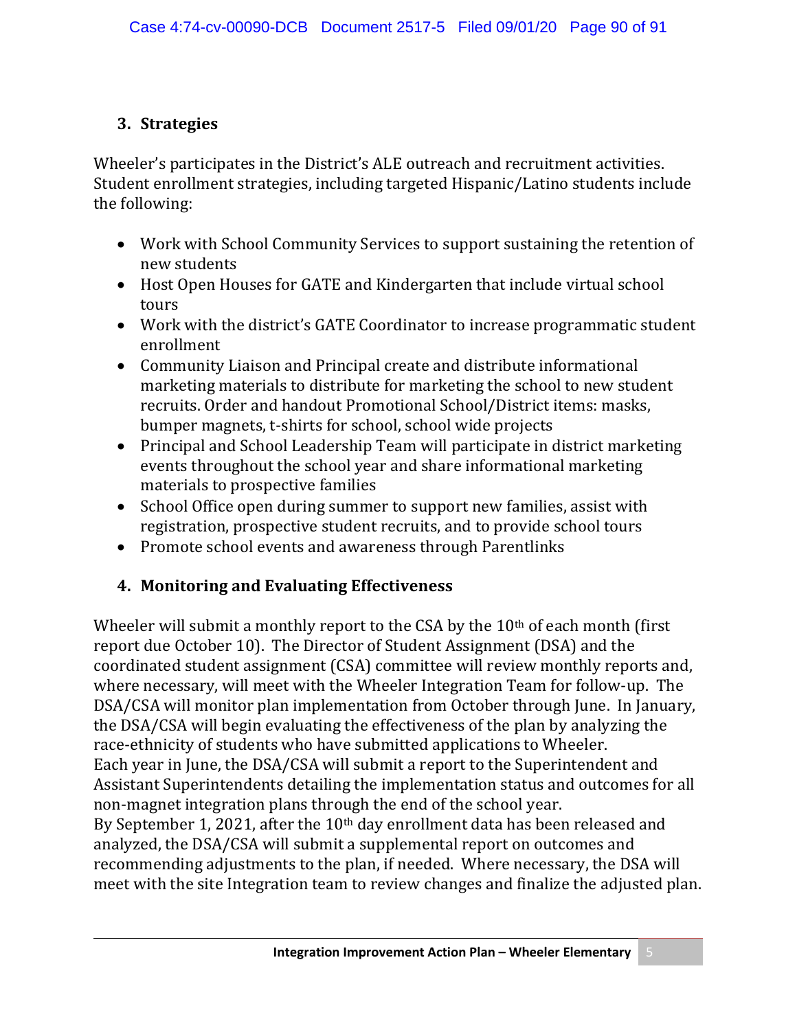## 3. Strategies

Wheeler's participates in the District's ALE outreach and recruitment activities. Student enrollment strategies, including targeted Hispanic/Latino students include the following:

- Work with School Community Services to support sustaining the retention of new students
- Host Open Houses for GATE and Kindergarten that include virtual school tours
- Work with the district's GATE Coordinator to increase programmatic student enrollment
- Community Liaison and Principal create and distribute informational marketing materials to distribute for marketing the school to new student recruits. Order and handout Promotional School/District items: masks, bumper magnets, t-shirts for school, school wide projects
- Principal and School Leadership Team will participate in district marketing events throughout the school year and share informational marketing materials to prospective families
- School Office open during summer to support new families, assist with registration, prospective student recruits, and to provide school tours
- Promote school events and awareness through Parentlinks

## 4. Monitoring and Evaluating Effectiveness

Wheeler will submit a monthly report to the CSA by the 10th of each month (first report due October 10). The Director of Student Assignment (DSA) and the coordinated student assignment (CSA) committee will review monthly reports and, where necessary, will meet with the Wheeler Integration Team for follow-up. The DSA/CSA will monitor plan implementation from October through June. In January, the DSA/CSA will begin evaluating the effectiveness of the plan by analyzing the race-ethnicity of students who have submitted applications to Wheeler.
Each year in June, the DSA/CSA will submit a report to the Superintendent and Assistant Superintendents detailing the implementation status and outcomes for all non-magnet integration plans through the end of the school year.
By September 1, 2021, after the 10th day enrollment data has been released and analyzed, the DSA/CSA will submit a supplemental report on outcomes and recommending adjustments to the plan, if needed. Where necessary, the DSA will meet with the site Integration team to review changes and finalize the adjusted plan.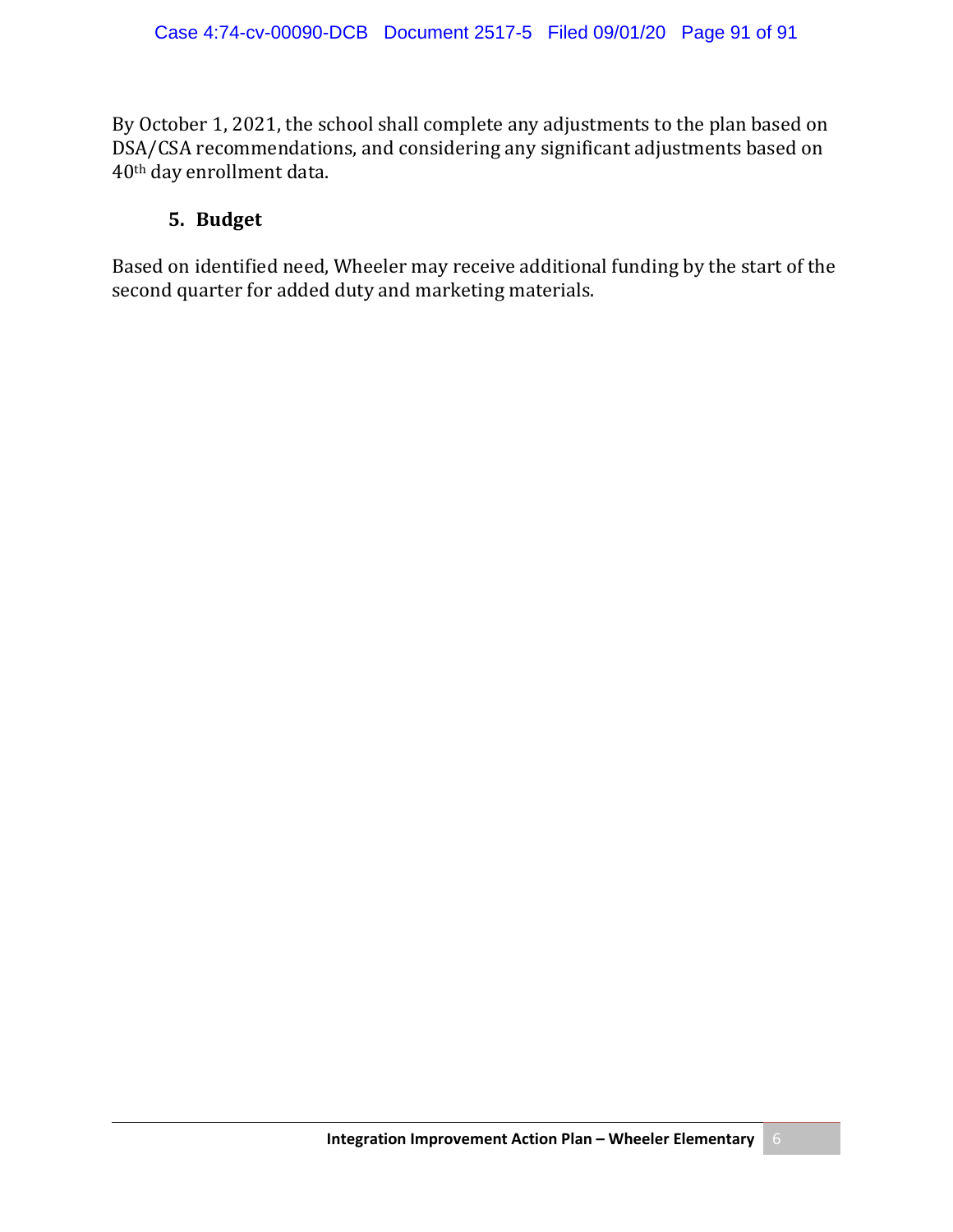By October 1, 2021, the school shall complete any adjustments to the plan based on DSA/CSA recommendations, and considering any significant adjustments based on 40th day enrollment data.

### 5. Budget

Based on identified need, Wheeler may receive additional funding by the start of the second quarter for added duty and marketing materials.